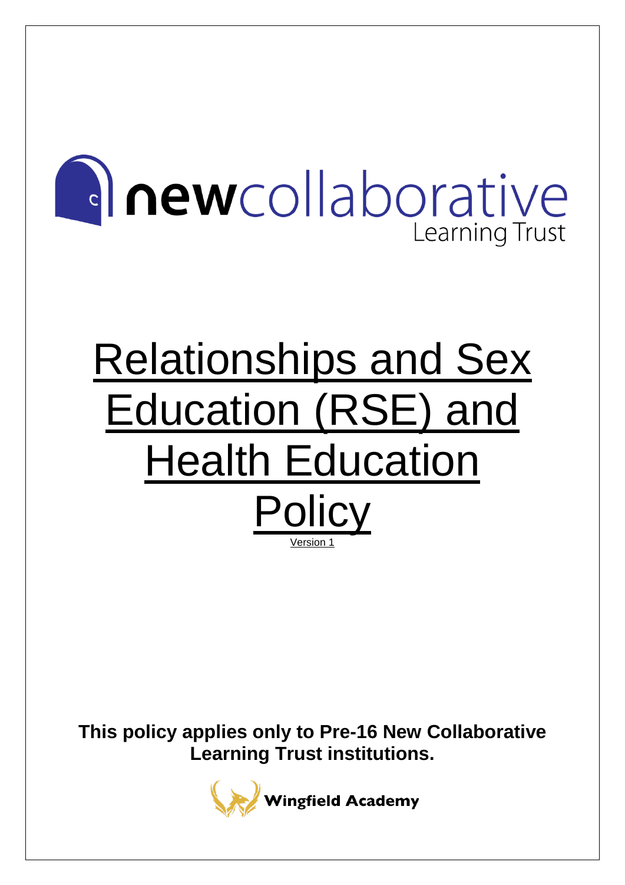newcollaborative Learning Trust

# Relationships and Sex Education (RSE) and Health Education Policy

Version 1

**This policy applies only to Pre-16 New Collaborative Learning Trust institutions.**

**Wingfield Academy**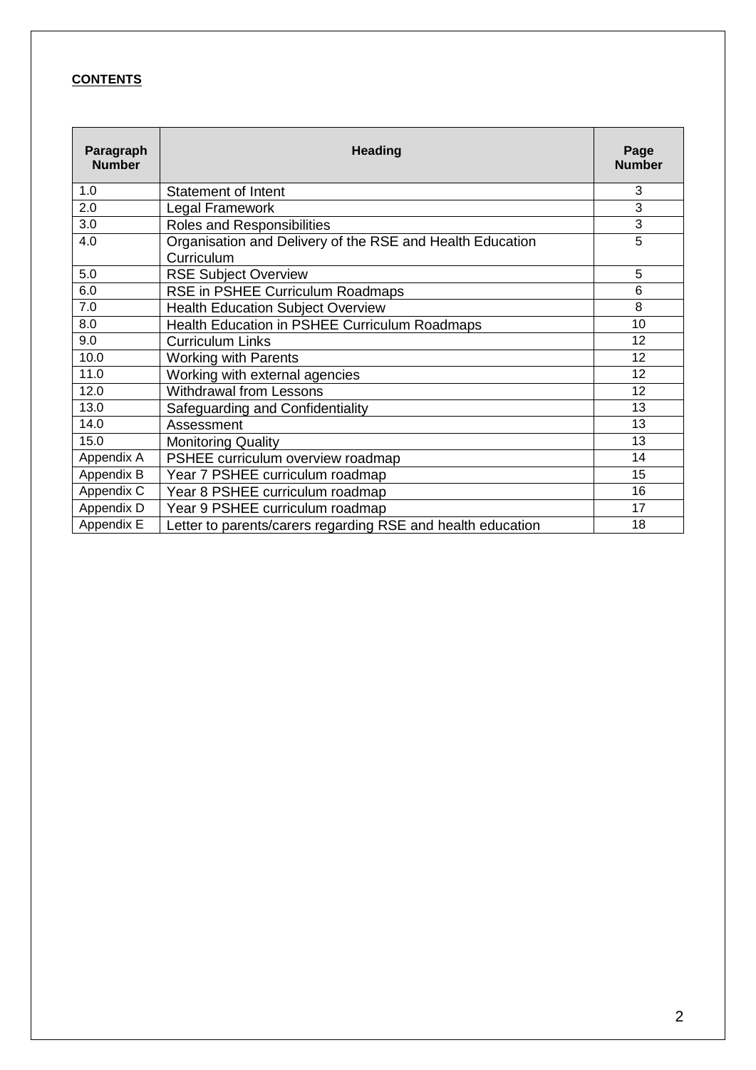**CONTENTS**

| Paragraph Number | Heading | Page Number |
|---|---|---|
| 1.0 | Statement of Intent | 3 |
| 2.0 | Legal Framework | 3 |
| 3.0 | Roles and Responsibilities | 3 |
| 4.0 | Organisation and Delivery of the RSE and Health Education Curriculum | 5 |
| 5.0 | RSE Subject Overview | 5 |
| 6.0 | RSE in PSHEE Curriculum Roadmaps | 6 |
| 7.0 | Health Education Subject Overview | 8 |
| 8.0 | Health Education in PSHEE Curriculum Roadmaps | 10 |
| 9.0 | Curriculum Links | 12 |
| 10.0 | Working with Parents | 12 |
| 11.0 | Working with external agencies | 12 |
| 12.0 | Withdrawal from Lessons | 12 |
| 13.0 | Safeguarding and Confidentiality | 13 |
| 14.0 | Assessment | 13 |
| 15.0 | Monitoring Quality | 13 |
| Appendix A | PSHEE curriculum overview roadmap | 14 |
| Appendix B | Year 7 PSHEE curriculum roadmap | 15 |
| Appendix C | Year 8 PSHEE curriculum roadmap | 16 |
| Appendix D | Year 9 PSHEE curriculum roadmap | 17 |
| Appendix E | Letter to parents/carers regarding RSE and health education | 18 |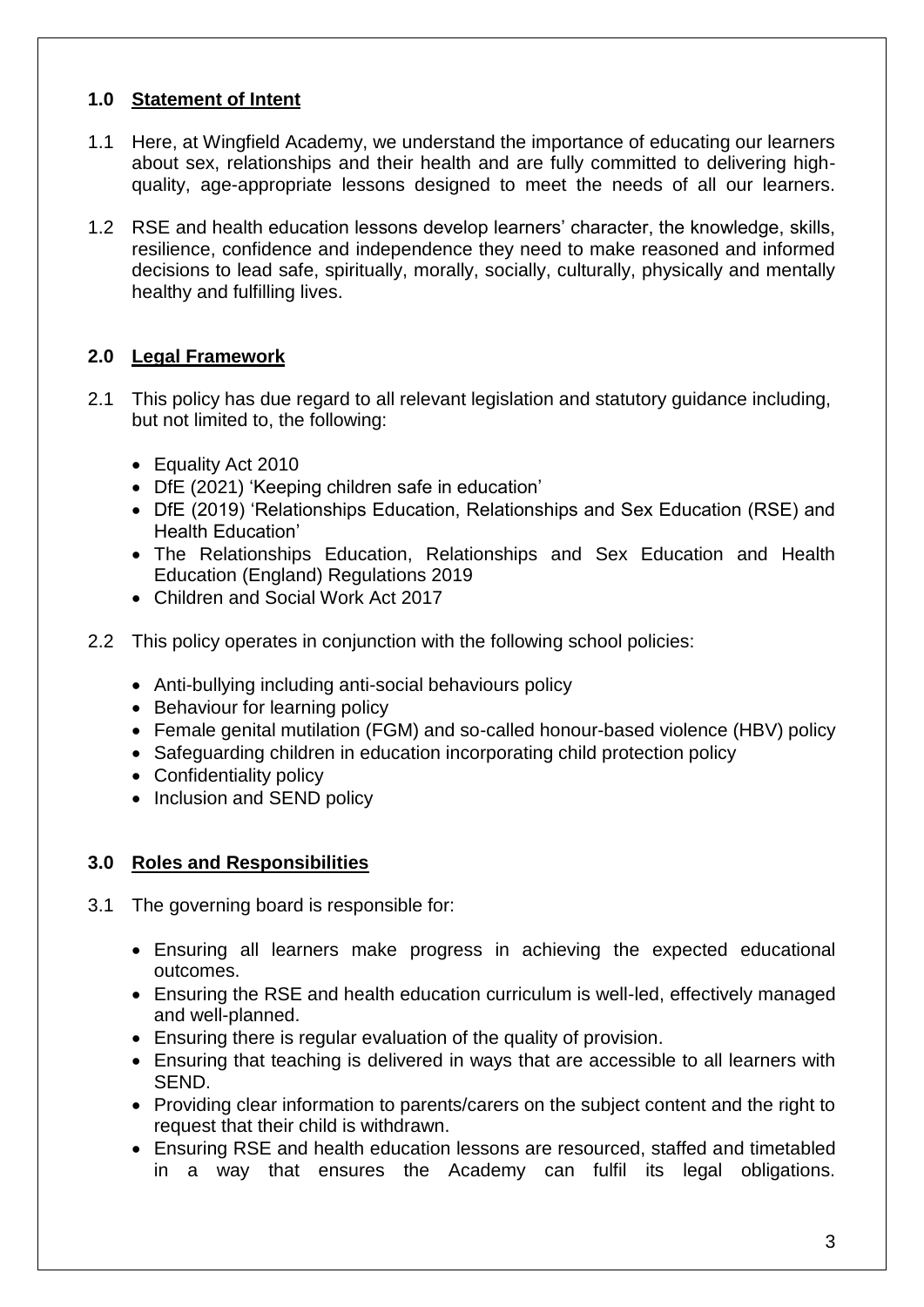## 1.0 Statement of Intent

1.1 Here, at Wingfield Academy, we understand the importance of educating our learners about sex, relationships and their health and are fully committed to delivering high-quality, age-appropriate lessons designed to meet the needs of all our learners.

1.2 RSE and health education lessons develop learners' character, the knowledge, skills, resilience, confidence and independence they need to make reasoned and informed decisions to lead safe, spiritually, morally, socially, culturally, physically and mentally healthy and fulfilling lives.

## 2.0 Legal Framework

2.1 This policy has due regard to all relevant legislation and statutory guidance including, but not limited to, the following:

- Equality Act 2010
- DfE (2021) 'Keeping children safe in education'
- DfE (2019) 'Relationships Education, Relationships and Sex Education (RSE) and Health Education'
- The Relationships Education, Relationships and Sex Education and Health Education (England) Regulations 2019
- Children and Social Work Act 2017

2.2 This policy operates in conjunction with the following school policies:

- Anti-bullying including anti-social behaviours policy
- Behaviour for learning policy
- Female genital mutilation (FGM) and so-called honour-based violence (HBV) policy
- Safeguarding children in education incorporating child protection policy
- Confidentiality policy
- Inclusion and SEND policy

## 3.0 Roles and Responsibilities

3.1 The governing board is responsible for:

- Ensuring all learners make progress in achieving the expected educational outcomes.
- Ensuring the RSE and health education curriculum is well-led, effectively managed and well-planned.
- Ensuring there is regular evaluation of the quality of provision.
- Ensuring that teaching is delivered in ways that are accessible to all learners with SEND.
- Providing clear information to parents/carers on the subject content and the right to request that their child is withdrawn.
- Ensuring RSE and health education lessons are resourced, staffed and timetabled in a way that ensures the Academy can fulfil its legal obligations.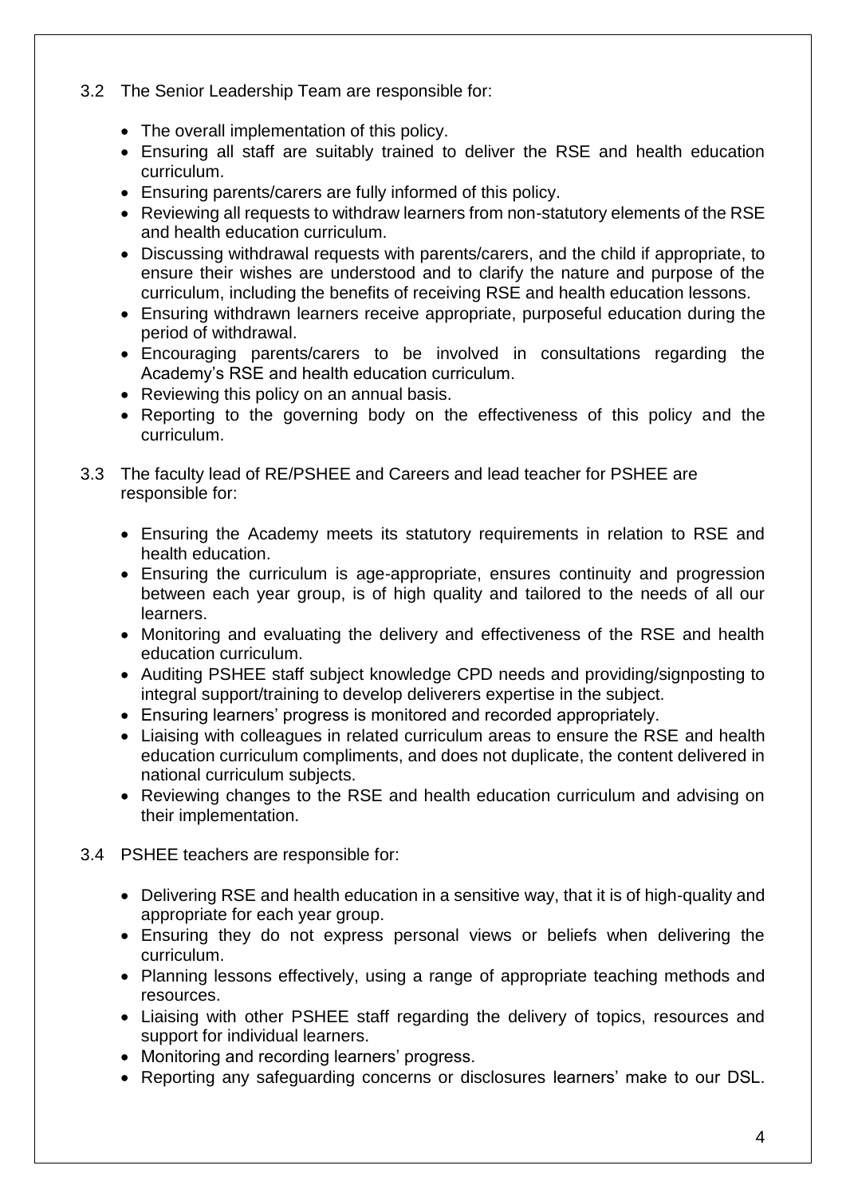3.2 The Senior Leadership Team are responsible for:

- The overall implementation of this policy.
- Ensuring all staff are suitably trained to deliver the RSE and health education curriculum.
- Ensuring parents/carers are fully informed of this policy.
- Reviewing all requests to withdraw learners from non-statutory elements of the RSE and health education curriculum.
- Discussing withdrawal requests with parents/carers, and the child if appropriate, to ensure their wishes are understood and to clarify the nature and purpose of the curriculum, including the benefits of receiving RSE and health education lessons.
- Ensuring withdrawn learners receive appropriate, purposeful education during the period of withdrawal.
- Encouraging parents/carers to be involved in consultations regarding the Academy's RSE and health education curriculum.
- Reviewing this policy on an annual basis.
- Reporting to the governing body on the effectiveness of this policy and the curriculum.

3.3 The faculty lead of RE/PSHEE and Careers and lead teacher for PSHEE are responsible for:

- Ensuring the Academy meets its statutory requirements in relation to RSE and health education.
- Ensuring the curriculum is age-appropriate, ensures continuity and progression between each year group, is of high quality and tailored to the needs of all our learners.
- Monitoring and evaluating the delivery and effectiveness of the RSE and health education curriculum.
- Auditing PSHEE staff subject knowledge CPD needs and providing/signposting to integral support/training to develop deliverers expertise in the subject.
- Ensuring learners' progress is monitored and recorded appropriately.
- Liaising with colleagues in related curriculum areas to ensure the RSE and health education curriculum compliments, and does not duplicate, the content delivered in national curriculum subjects.
- Reviewing changes to the RSE and health education curriculum and advising on their implementation.

3.4 PSHEE teachers are responsible for:

- Delivering RSE and health education in a sensitive way, that it is of high-quality and appropriate for each year group.
- Ensuring they do not express personal views or beliefs when delivering the curriculum.
- Planning lessons effectively, using a range of appropriate teaching methods and resources.
- Liaising with other PSHEE staff regarding the delivery of topics, resources and support for individual learners.
- Monitoring and recording learners' progress.
- Reporting any safeguarding concerns or disclosures learners' make to our DSL.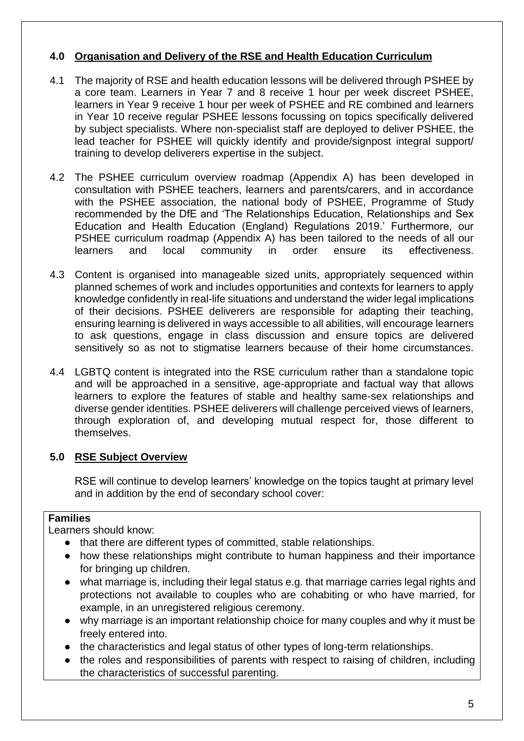## 4.0 Organisation and Delivery of the RSE and Health Education Curriculum

4.1 The majority of RSE and health education lessons will be delivered through PSHEE by a core team. Learners in Year 7 and 8 receive 1 hour per week discreet PSHEE, learners in Year 9 receive 1 hour per week of PSHEE and RE combined and learners in Year 10 receive regular PSHEE lessons focussing on topics specifically delivered by subject specialists. Where non-specialist staff are deployed to deliver PSHEE, the lead teacher for PSHEE will quickly identify and provide/signpost integral support/ training to develop deliverers expertise in the subject.

4.2 The PSHEE curriculum overview roadmap (Appendix A) has been developed in consultation with PSHEE teachers, learners and parents/carers, and in accordance with the PSHEE association, the national body of PSHEE, Programme of Study recommended by the DfE and 'The Relationships Education, Relationships and Sex Education and Health Education (England) Regulations 2019.' Furthermore, our PSHEE curriculum roadmap (Appendix A) has been tailored to the needs of all our learners and local community in order ensure its effectiveness.

4.3 Content is organised into manageable sized units, appropriately sequenced within planned schemes of work and includes opportunities and contexts for learners to apply knowledge confidently in real-life situations and understand the wider legal implications of their decisions. PSHEE deliverers are responsible for adapting their teaching, ensuring learning is delivered in ways accessible to all abilities, will encourage learners to ask questions, engage in class discussion and ensure topics are delivered sensitively so as not to stigmatise learners because of their home circumstances.

4.4 LGBTQ content is integrated into the RSE curriculum rather than a standalone topic and will be approached in a sensitive, age-appropriate and factual way that allows learners to explore the features of stable and healthy same-sex relationships and diverse gender identities. PSHEE deliverers will challenge perceived views of learners, through exploration of, and developing mutual respect for, those different to themselves.

## 5.0 RSE Subject Overview

RSE will continue to develop learners' knowledge on the topics taught at primary level and in addition by the end of secondary school cover:

**Families**

Learners should know:

- that there are different types of committed, stable relationships.
- how these relationships might contribute to human happiness and their importance for bringing up children.
- what marriage is, including their legal status e.g. that marriage carries legal rights and protections not available to couples who are cohabiting or who have married, for example, in an unregistered religious ceremony.
- why marriage is an important relationship choice for many couples and why it must be freely entered into.
- the characteristics and legal status of other types of long-term relationships.
- the roles and responsibilities of parents with respect to raising of children, including the characteristics of successful parenting.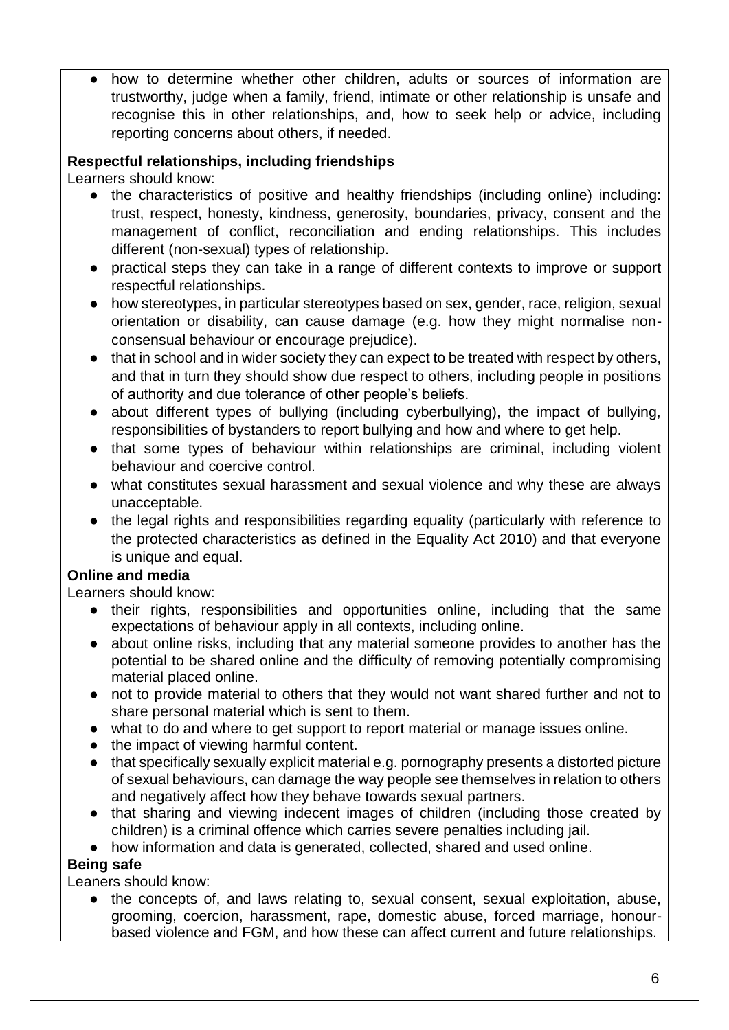- how to determine whether other children, adults or sources of information are trustworthy, judge when a family, friend, intimate or other relationship is unsafe and recognise this in other relationships, and, how to seek help or advice, including reporting concerns about others, if needed.

**Respectful relationships, including friendships**

Learners should know:

- the characteristics of positive and healthy friendships (including online) including: trust, respect, honesty, kindness, generosity, boundaries, privacy, consent and the management of conflict, reconciliation and ending relationships. This includes different (non-sexual) types of relationship.
- practical steps they can take in a range of different contexts to improve or support respectful relationships.
- how stereotypes, in particular stereotypes based on sex, gender, race, religion, sexual orientation or disability, can cause damage (e.g. how they might normalise non-consensual behaviour or encourage prejudice).
- that in school and in wider society they can expect to be treated with respect by others, and that in turn they should show due respect to others, including people in positions of authority and due tolerance of other people's beliefs.
- about different types of bullying (including cyberbullying), the impact of bullying, responsibilities of bystanders to report bullying and how and where to get help.
- that some types of behaviour within relationships are criminal, including violent behaviour and coercive control.
- what constitutes sexual harassment and sexual violence and why these are always unacceptable.
- the legal rights and responsibilities regarding equality (particularly with reference to the protected characteristics as defined in the Equality Act 2010) and that everyone is unique and equal.

**Online and media**

Learners should know:

- their rights, responsibilities and opportunities online, including that the same expectations of behaviour apply in all contexts, including online.
- about online risks, including that any material someone provides to another has the potential to be shared online and the difficulty of removing potentially compromising material placed online.
- not to provide material to others that they would not want shared further and not to share personal material which is sent to them.
- what to do and where to get support to report material or manage issues online.
- the impact of viewing harmful content.
- that specifically sexually explicit material e.g. pornography presents a distorted picture of sexual behaviours, can damage the way people see themselves in relation to others and negatively affect how they behave towards sexual partners.
- that sharing and viewing indecent images of children (including those created by children) is a criminal offence which carries severe penalties including jail.
- how information and data is generated, collected, shared and used online.

**Being safe**

Leaners should know:

- the concepts of, and laws relating to, sexual consent, sexual exploitation, abuse, grooming, coercion, harassment, rape, domestic abuse, forced marriage, honour-based violence and FGM, and how these can affect current and future relationships.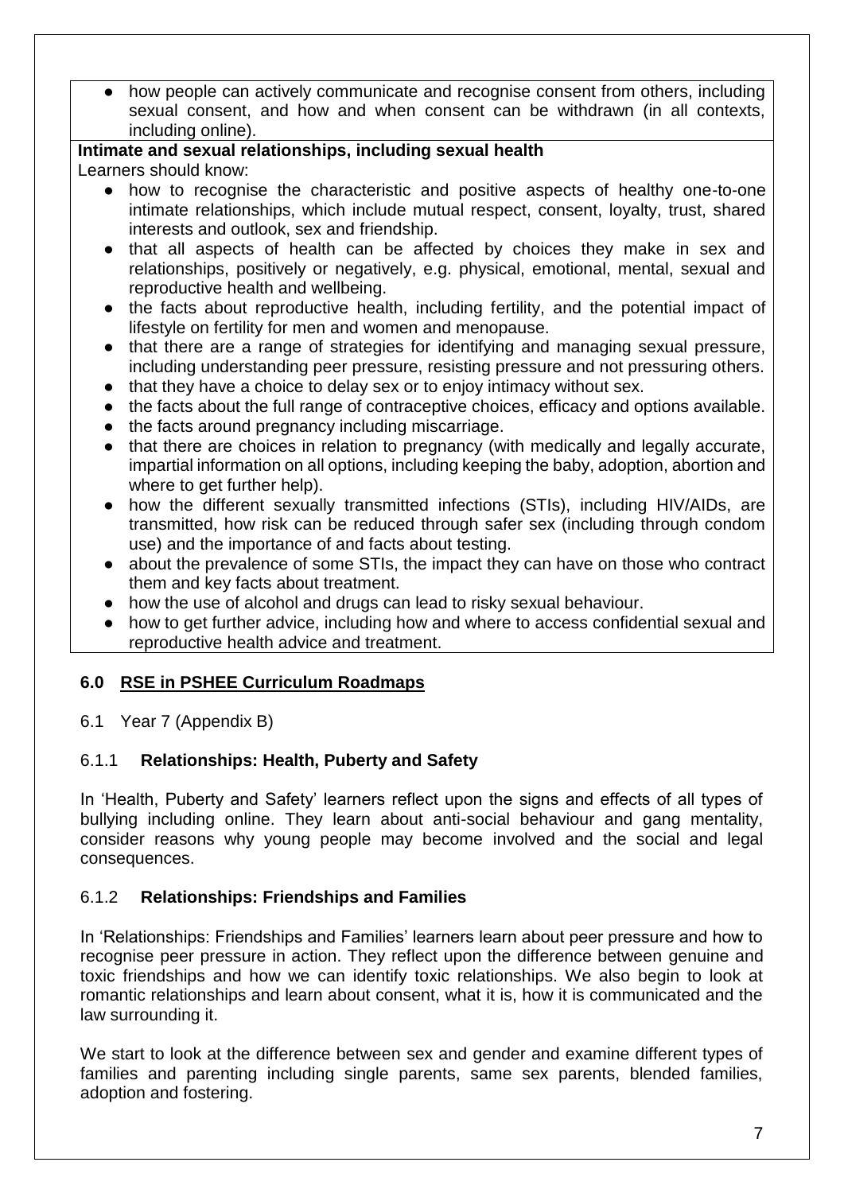- how people can actively communicate and recognise consent from others, including sexual consent, and how and when consent can be withdrawn (in all contexts, including online).

**Intimate and sexual relationships, including sexual health**

Learners should know:

- how to recognise the characteristic and positive aspects of healthy one-to-one intimate relationships, which include mutual respect, consent, loyalty, trust, shared interests and outlook, sex and friendship.
- that all aspects of health can be affected by choices they make in sex and relationships, positively or negatively, e.g. physical, emotional, mental, sexual and reproductive health and wellbeing.
- the facts about reproductive health, including fertility, and the potential impact of lifestyle on fertility for men and women and menopause.
- that there are a range of strategies for identifying and managing sexual pressure, including understanding peer pressure, resisting pressure and not pressuring others.
- that they have a choice to delay sex or to enjoy intimacy without sex.
- the facts about the full range of contraceptive choices, efficacy and options available.
- the facts around pregnancy including miscarriage.
- that there are choices in relation to pregnancy (with medically and legally accurate, impartial information on all options, including keeping the baby, adoption, abortion and where to get further help).
- how the different sexually transmitted infections (STIs), including HIV/AIDs, are transmitted, how risk can be reduced through safer sex (including through condom use) and the importance of and facts about testing.
- about the prevalence of some STIs, the impact they can have on those who contract them and key facts about treatment.
- how the use of alcohol and drugs can lead to risky sexual behaviour.
- how to get further advice, including how and where to access confidential sexual and reproductive health advice and treatment.

## 6.0 RSE in PSHEE Curriculum Roadmaps

6.1 Year 7 (Appendix B)

### 6.1.1 Relationships: Health, Puberty and Safety

In 'Health, Puberty and Safety' learners reflect upon the signs and effects of all types of bullying including online. They learn about anti-social behaviour and gang mentality, consider reasons why young people may become involved and the social and legal consequences.

### 6.1.2 Relationships: Friendships and Families

In 'Relationships: Friendships and Families' learners learn about peer pressure and how to recognise peer pressure in action. They reflect upon the difference between genuine and toxic friendships and how we can identify toxic relationships. We also begin to look at romantic relationships and learn about consent, what it is, how it is communicated and the law surrounding it.

We start to look at the difference between sex and gender and examine different types of families and parenting including single parents, same sex parents, blended families, adoption and fostering.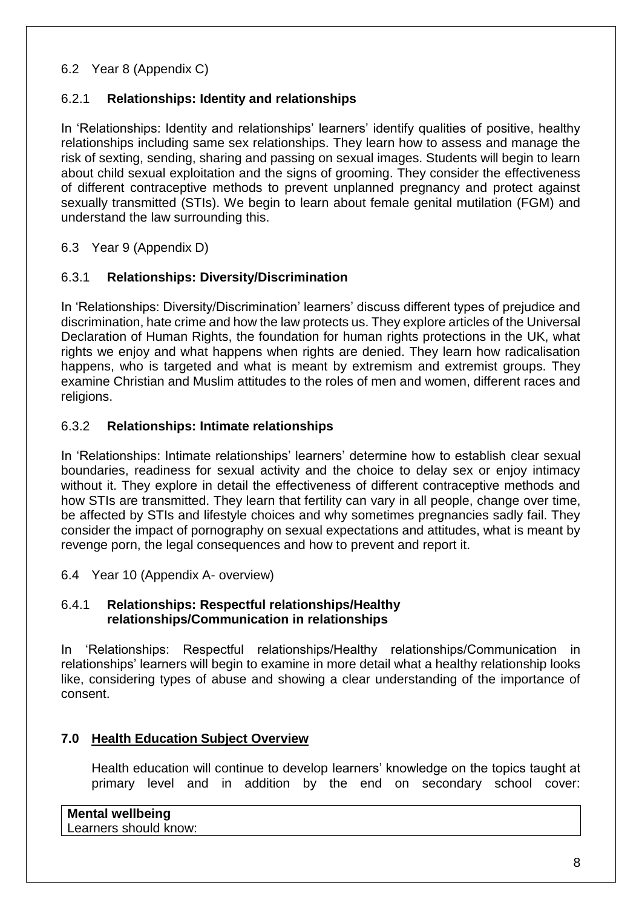6.2 Year 8 (Appendix C)

### 6.2.1 **Relationships: Identity and relationships**

In 'Relationships: Identity and relationships' learners' identify qualities of positive, healthy relationships including same sex relationships. They learn how to assess and manage the risk of sexting, sending, sharing and passing on sexual images. Students will begin to learn about child sexual exploitation and the signs of grooming. They consider the effectiveness of different contraceptive methods to prevent unplanned pregnancy and protect against sexually transmitted (STIs). We begin to learn about female genital mutilation (FGM) and understand the law surrounding this.

6.3 Year 9 (Appendix D)

### 6.3.1 **Relationships: Diversity/Discrimination**

In 'Relationships: Diversity/Discrimination' learners' discuss different types of prejudice and discrimination, hate crime and how the law protects us. They explore articles of the Universal Declaration of Human Rights, the foundation for human rights protections in the UK, what rights we enjoy and what happens when rights are denied. They learn how radicalisation happens, who is targeted and what is meant by extremism and extremist groups. They examine Christian and Muslim attitudes to the roles of men and women, different races and religions.

### 6.3.2 **Relationships: Intimate relationships**

In 'Relationships: Intimate relationships' learners' determine how to establish clear sexual boundaries, readiness for sexual activity and the choice to delay sex or enjoy intimacy without it. They explore in detail the effectiveness of different contraceptive methods and how STIs are transmitted. They learn that fertility can vary in all people, change over time, be affected by STIs and lifestyle choices and why sometimes pregnancies sadly fail. They consider the impact of pornography on sexual expectations and attitudes, what is meant by revenge porn, the legal consequences and how to prevent and report it.

6.4 Year 10 (Appendix A- overview)

### 6.4.1 **Relationships: Respectful relationships/Healthy relationships/Communication in relationships**

In 'Relationships: Respectful relationships/Healthy relationships/Communication in relationships' learners will begin to examine in more detail what a healthy relationship looks like, considering types of abuse and showing a clear understanding of the importance of consent.

## **7.0 Health Education Subject Overview**

Health education will continue to develop learners' knowledge on the topics taught at primary level and in addition by the end on secondary school cover:

| **Mental wellbeing**<br>Learners should know: |
|---|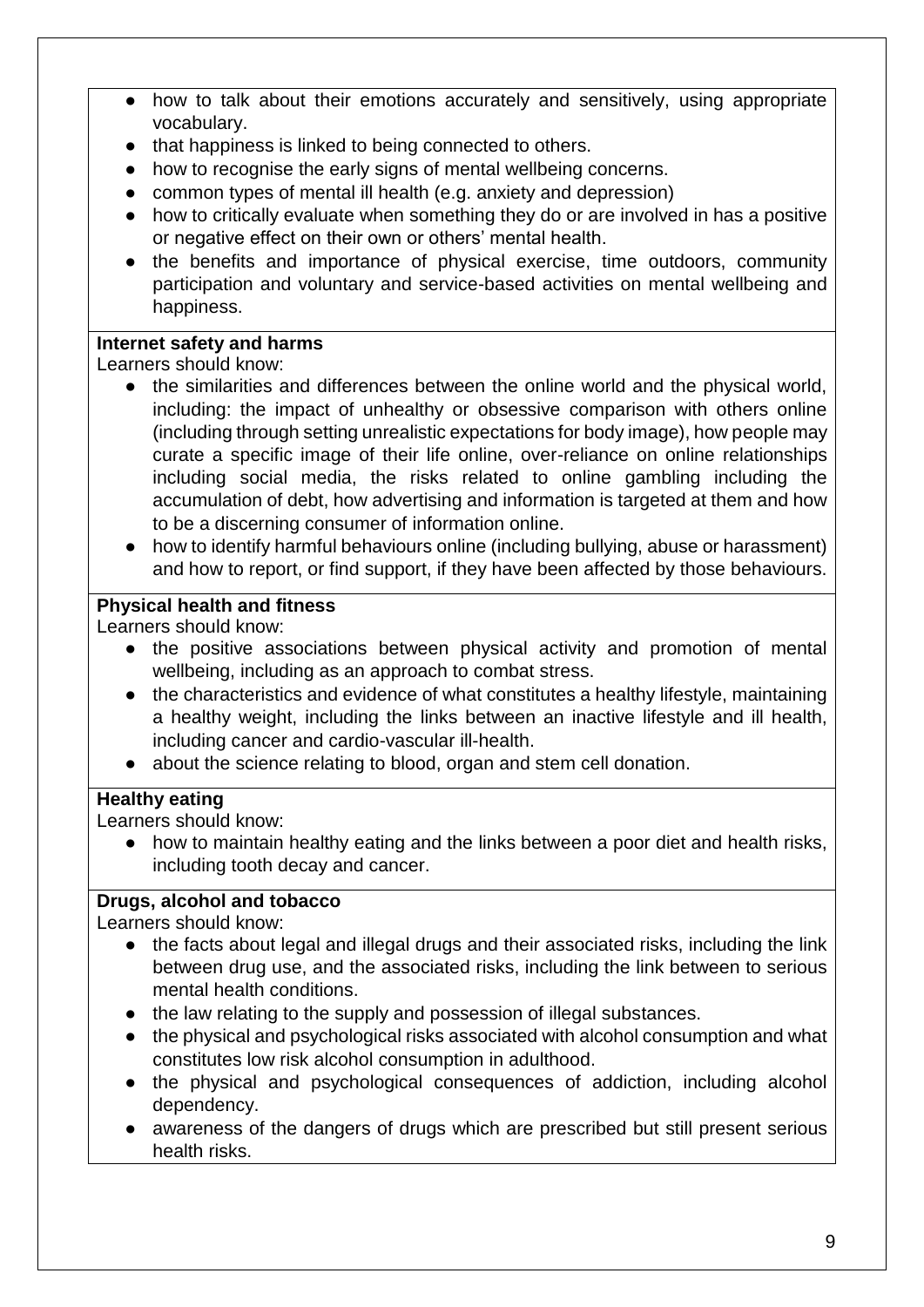- how to talk about their emotions accurately and sensitively, using appropriate vocabulary.
- that happiness is linked to being connected to others.
- how to recognise the early signs of mental wellbeing concerns.
- common types of mental ill health (e.g. anxiety and depression)
- how to critically evaluate when something they do or are involved in has a positive or negative effect on their own or others' mental health.
- the benefits and importance of physical exercise, time outdoors, community participation and voluntary and service-based activities on mental wellbeing and happiness.

**Internet safety and harms**

Learners should know:

- the similarities and differences between the online world and the physical world, including: the impact of unhealthy or obsessive comparison with others online (including through setting unrealistic expectations for body image), how people may curate a specific image of their life online, over-reliance on online relationships including social media, the risks related to online gambling including the accumulation of debt, how advertising and information is targeted at them and how to be a discerning consumer of information online.
- how to identify harmful behaviours online (including bullying, abuse or harassment) and how to report, or find support, if they have been affected by those behaviours.

**Physical health and fitness**

Learners should know:

- the positive associations between physical activity and promotion of mental wellbeing, including as an approach to combat stress.
- the characteristics and evidence of what constitutes a healthy lifestyle, maintaining a healthy weight, including the links between an inactive lifestyle and ill health, including cancer and cardio-vascular ill-health.
- about the science relating to blood, organ and stem cell donation.

**Healthy eating**

Learners should know:

- how to maintain healthy eating and the links between a poor diet and health risks, including tooth decay and cancer.

**Drugs, alcohol and tobacco**

Learners should know:

- the facts about legal and illegal drugs and their associated risks, including the link between drug use, and the associated risks, including the link between to serious mental health conditions.
- the law relating to the supply and possession of illegal substances.
- the physical and psychological risks associated with alcohol consumption and what constitutes low risk alcohol consumption in adulthood.
- the physical and psychological consequences of addiction, including alcohol dependency.
- awareness of the dangers of drugs which are prescribed but still present serious health risks.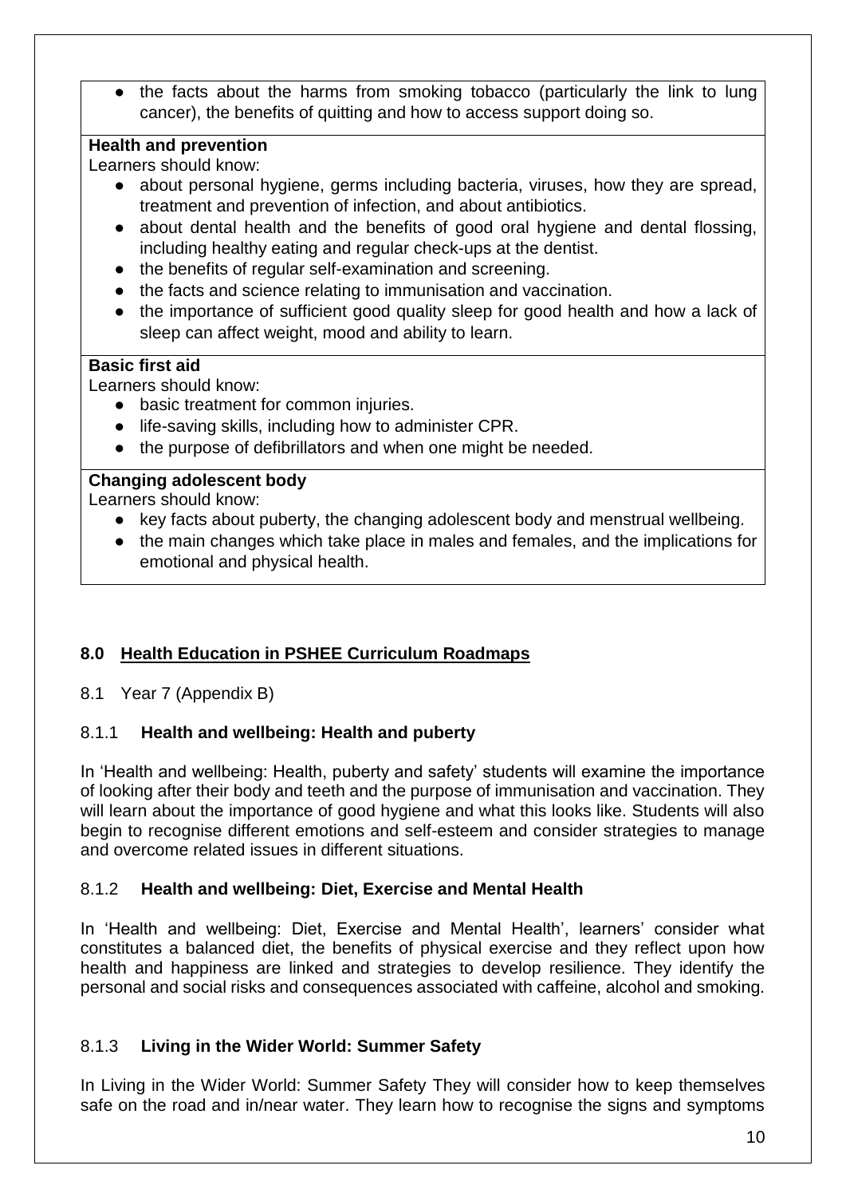- the facts about the harms from smoking tobacco (particularly the link to lung cancer), the benefits of quitting and how to access support doing so.

**Health and prevention**

Learners should know:

- about personal hygiene, germs including bacteria, viruses, how they are spread, treatment and prevention of infection, and about antibiotics.
- about dental health and the benefits of good oral hygiene and dental flossing, including healthy eating and regular check-ups at the dentist.
- the benefits of regular self-examination and screening.
- the facts and science relating to immunisation and vaccination.
- the importance of sufficient good quality sleep for good health and how a lack of sleep can affect weight, mood and ability to learn.

**Basic first aid**

Learners should know:

- basic treatment for common injuries.
- life-saving skills, including how to administer CPR.
- the purpose of defibrillators and when one might be needed.

**Changing adolescent body**

Learners should know:

- key facts about puberty, the changing adolescent body and menstrual wellbeing.
- the main changes which take place in males and females, and the implications for emotional and physical health.

## 8.0 Health Education in PSHEE Curriculum Roadmaps

8.1 Year 7 (Appendix B)

### 8.1.1 Health and wellbeing: Health and puberty

In 'Health and wellbeing: Health, puberty and safety' students will examine the importance of looking after their body and teeth and the purpose of immunisation and vaccination. They will learn about the importance of good hygiene and what this looks like. Students will also begin to recognise different emotions and self-esteem and consider strategies to manage and overcome related issues in different situations.

### 8.1.2 Health and wellbeing: Diet, Exercise and Mental Health

In 'Health and wellbeing: Diet, Exercise and Mental Health', learners' consider what constitutes a balanced diet, the benefits of physical exercise and they reflect upon how health and happiness are linked and strategies to develop resilience. They identify the personal and social risks and consequences associated with caffeine, alcohol and smoking.

### 8.1.3 Living in the Wider World: Summer Safety

In Living in the Wider World: Summer Safety They will consider how to keep themselves safe on the road and in/near water. They learn how to recognise the signs and symptoms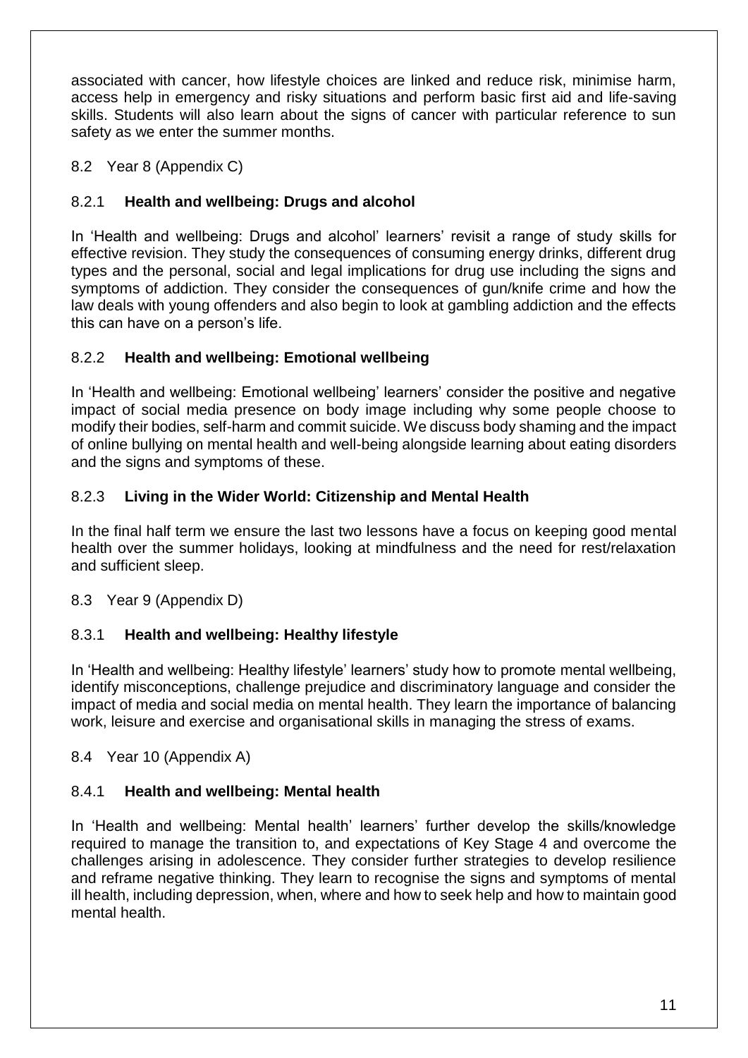associated with cancer, how lifestyle choices are linked and reduce risk, minimise harm, access help in emergency and risky situations and perform basic first aid and life-saving skills. Students will also learn about the signs of cancer with particular reference to sun safety as we enter the summer months.

8.2 Year 8 (Appendix C)

### 8.2.1 **Health and wellbeing: Drugs and alcohol**

In 'Health and wellbeing: Drugs and alcohol' learners' revisit a range of study skills for effective revision. They study the consequences of consuming energy drinks, different drug types and the personal, social and legal implications for drug use including the signs and symptoms of addiction. They consider the consequences of gun/knife crime and how the law deals with young offenders and also begin to look at gambling addiction and the effects this can have on a person's life.

### 8.2.2 **Health and wellbeing: Emotional wellbeing**

In 'Health and wellbeing: Emotional wellbeing' learners' consider the positive and negative impact of social media presence on body image including why some people choose to modify their bodies, self-harm and commit suicide. We discuss body shaming and the impact of online bullying on mental health and well-being alongside learning about eating disorders and the signs and symptoms of these.

### 8.2.3 **Living in the Wider World: Citizenship and Mental Health**

In the final half term we ensure the last two lessons have a focus on keeping good mental health over the summer holidays, looking at mindfulness and the need for rest/relaxation and sufficient sleep.

8.3 Year 9 (Appendix D)

### 8.3.1 **Health and wellbeing: Healthy lifestyle**

In 'Health and wellbeing: Healthy lifestyle' learners' study how to promote mental wellbeing, identify misconceptions, challenge prejudice and discriminatory language and consider the impact of media and social media on mental health. They learn the importance of balancing work, leisure and exercise and organisational skills in managing the stress of exams.

8.4 Year 10 (Appendix A)

### 8.4.1 **Health and wellbeing: Mental health**

In 'Health and wellbeing: Mental health' learners' further develop the skills/knowledge required to manage the transition to, and expectations of Key Stage 4 and overcome the challenges arising in adolescence. They consider further strategies to develop resilience and reframe negative thinking. They learn to recognise the signs and symptoms of mental ill health, including depression, when, where and how to seek help and how to maintain good mental health.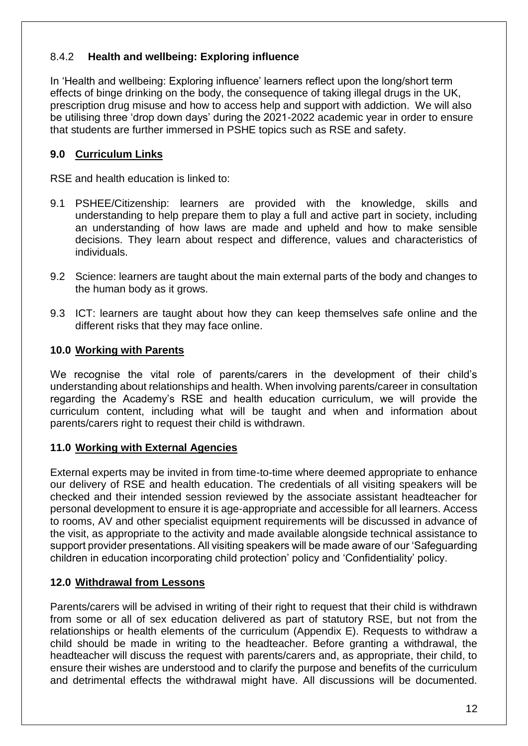### 8.4.2 **Health and wellbeing: Exploring influence**

In 'Health and wellbeing: Exploring influence' learners reflect upon the long/short term effects of binge drinking on the body, the consequence of taking illegal drugs in the UK, prescription drug misuse and how to access help and support with addiction. We will also be utilising three 'drop down days' during the 2021-2022 academic year in order to ensure that students are further immersed in PSHE topics such as RSE and safety.

## **9.0 Curriculum Links**

RSE and health education is linked to:

9.1 PSHEE/Citizenship: learners are provided with the knowledge, skills and understanding to help prepare them to play a full and active part in society, including an understanding of how laws are made and upheld and how to make sensible decisions. They learn about respect and difference, values and characteristics of individuals.

9.2 Science: learners are taught about the main external parts of the body and changes to the human body as it grows.

9.3 ICT: learners are taught about how they can keep themselves safe online and the different risks that they may face online.

## **10.0 Working with Parents**

We recognise the vital role of parents/carers in the development of their child's understanding about relationships and health. When involving parents/career in consultation regarding the Academy's RSE and health education curriculum, we will provide the curriculum content, including what will be taught and when and information about parents/carers right to request their child is withdrawn.

## **11.0 Working with External Agencies**

External experts may be invited in from time-to-time where deemed appropriate to enhance our delivery of RSE and health education. The credentials of all visiting speakers will be checked and their intended session reviewed by the associate assistant headteacher for personal development to ensure it is age-appropriate and accessible for all learners. Access to rooms, AV and other specialist equipment requirements will be discussed in advance of the visit, as appropriate to the activity and made available alongside technical assistance to support provider presentations. All visiting speakers will be made aware of our 'Safeguarding children in education incorporating child protection' policy and 'Confidentiality' policy.

## **12.0 Withdrawal from Lessons**

Parents/carers will be advised in writing of their right to request that their child is withdrawn from some or all of sex education delivered as part of statutory RSE, but not from the relationships or health elements of the curriculum (Appendix E). Requests to withdraw a child should be made in writing to the headteacher. Before granting a withdrawal, the headteacher will discuss the request with parents/carers and, as appropriate, their child, to ensure their wishes are understood and to clarify the purpose and benefits of the curriculum and detrimental effects the withdrawal might have. All discussions will be documented.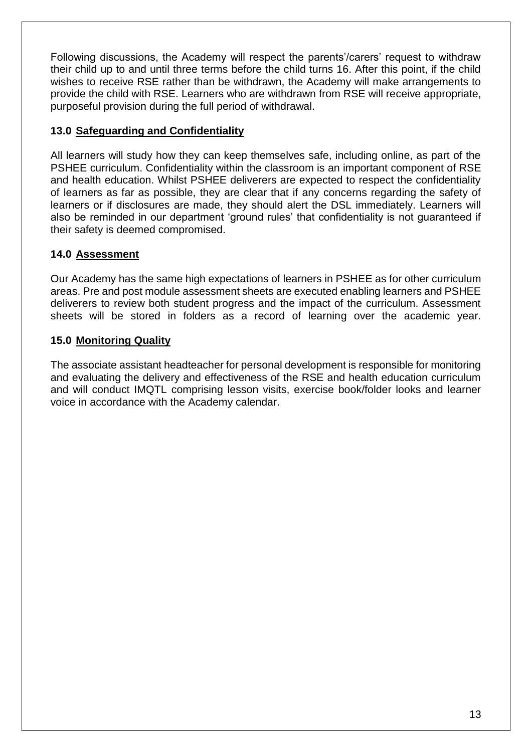Following discussions, the Academy will respect the parents'/carers' request to withdraw their child up to and until three terms before the child turns 16. After this point, if the child wishes to receive RSE rather than be withdrawn, the Academy will make arrangements to provide the child with RSE. Learners who are withdrawn from RSE will receive appropriate, purposeful provision during the full period of withdrawal.

### 13.0 Safeguarding and Confidentiality

All learners will study how they can keep themselves safe, including online, as part of the PSHEE curriculum. Confidentiality within the classroom is an important component of RSE and health education. Whilst PSHEE deliverers are expected to respect the confidentiality of learners as far as possible, they are clear that if any concerns regarding the safety of learners or if disclosures are made, they should alert the DSL immediately. Learners will also be reminded in our department 'ground rules' that confidentiality is not guaranteed if their safety is deemed compromised.

### 14.0 Assessment

Our Academy has the same high expectations of learners in PSHEE as for other curriculum areas. Pre and post module assessment sheets are executed enabling learners and PSHEE deliverers to review both student progress and the impact of the curriculum. Assessment sheets will be stored in folders as a record of learning over the academic year.

### 15.0 Monitoring Quality

The associate assistant headteacher for personal development is responsible for monitoring and evaluating the delivery and effectiveness of the RSE and health education curriculum and will conduct IMQTL comprising lesson visits, exercise book/folder looks and learner voice in accordance with the Academy calendar.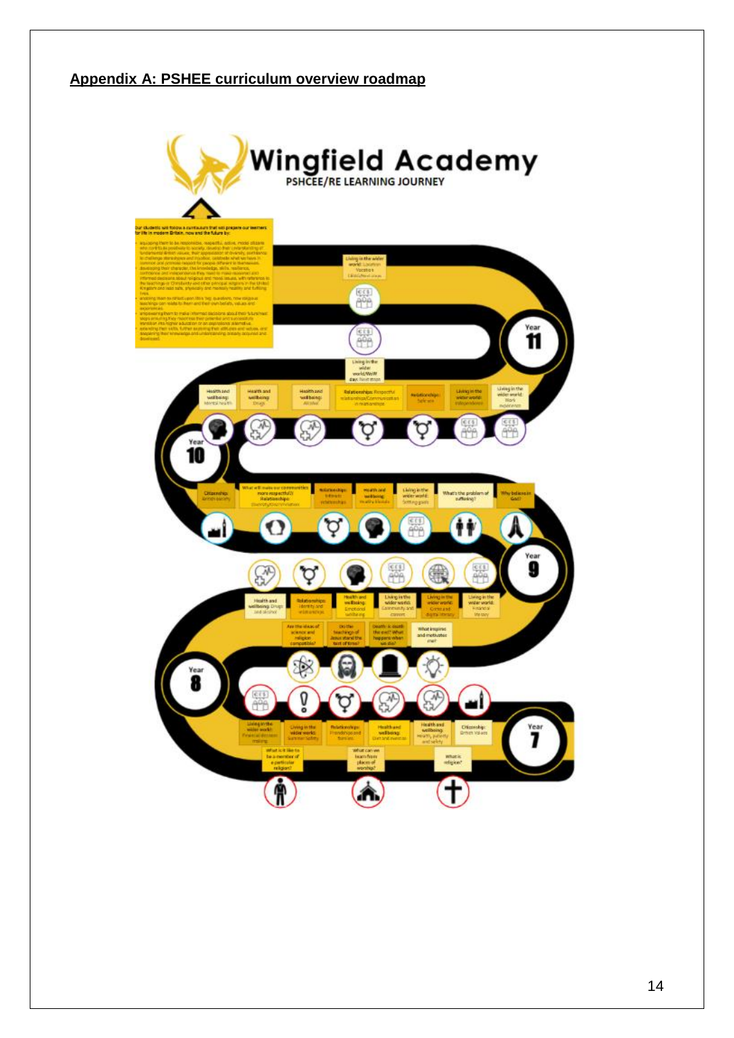## Appendix A: PSHEE curriculum overview roadmap

**Wingfield Academy**

**PSHCEE/RE LEARNING JOURNEY**

Our students will follow a curriculum that will prepare our learners for life in modern Britain, now and the future by:

- equipping them to be responsible, respectful, active, model citizens who contribute positively to society, develop their understanding of fundamental British values, their appreciation of diversity, confidence to challenge stereotypes and injustice, celebrate what we have in common and promote respect for people different to themselves.
- developing their character, the knowledge, skills, resilience, confidence and independence they need to make reasoned and informed decisions about religious and moral issues, with reference to the teachings of Christianity and other principal religions in the United Kingdom and lead safe, physically and mentally healthy and fulfilling lives.
- enabling them to reflect upon 'Big' questions, how religious teachings can relate to them and their own beliefs, values and experiences.
- empowering them to make informed decisions about their future next steps ensuring they maximise their potential and successfully transition into higher education or an appropriate alternative.
- extending their skills, further exploring their attitudes and values, and deepening their knowledge and understanding already acquired and developed.

**Year 7**

- Living in the wider world: Financial decision making
- Living in the wider world: Summer safety
- Relationships: Friendships and families
- Health and wellbeing: Diet and exercise
- Health and wellbeing: Health, puberty and safety
- Citizenship: British Values
- What is it like to be a member of a particular religion?
- What can we learn from places of worship?
- What is religion?

**Year 8**

- Health and wellbeing: Drugs and alcohol
- Relationships: Identity and relationships
- Health and wellbeing: Emotional wellbeing
- Living in the wider world: Community and careers
- Living in the wider world: Crime and digital literacy
- Living in the wider world: Financial literacy
- Are the ideas of science and religion compatible?
- Do the teachings of Jesus stand the test of time?
- Death: is death the end? What happens when we die?
- What inspires and motivates me?

**Year 9**

- Citizenship: British society
- What will make our communities more respectful? Relationships: Diversity/discrimination
- Relationships: Intimate relationships
- Health and wellbeing: Healthy lifestyles
- Living in the wider world: Setting goals
- What's the problem of suffering?
- Why believe in God?

**Year 10**

- Health and wellbeing: Mental health
- Health and wellbeing: Drugs
- Health and wellbeing: Alcohol
- Relationships: Respectful relationships/Communication in relationships
- Relationships: Safer sex
- Living in the wider world: Independence
- Living in the wider world: Work experience

**Year 11**

- Living in the wider world/WeW day: Next steps
- Living in the wider world: Location Vacancies CV/Application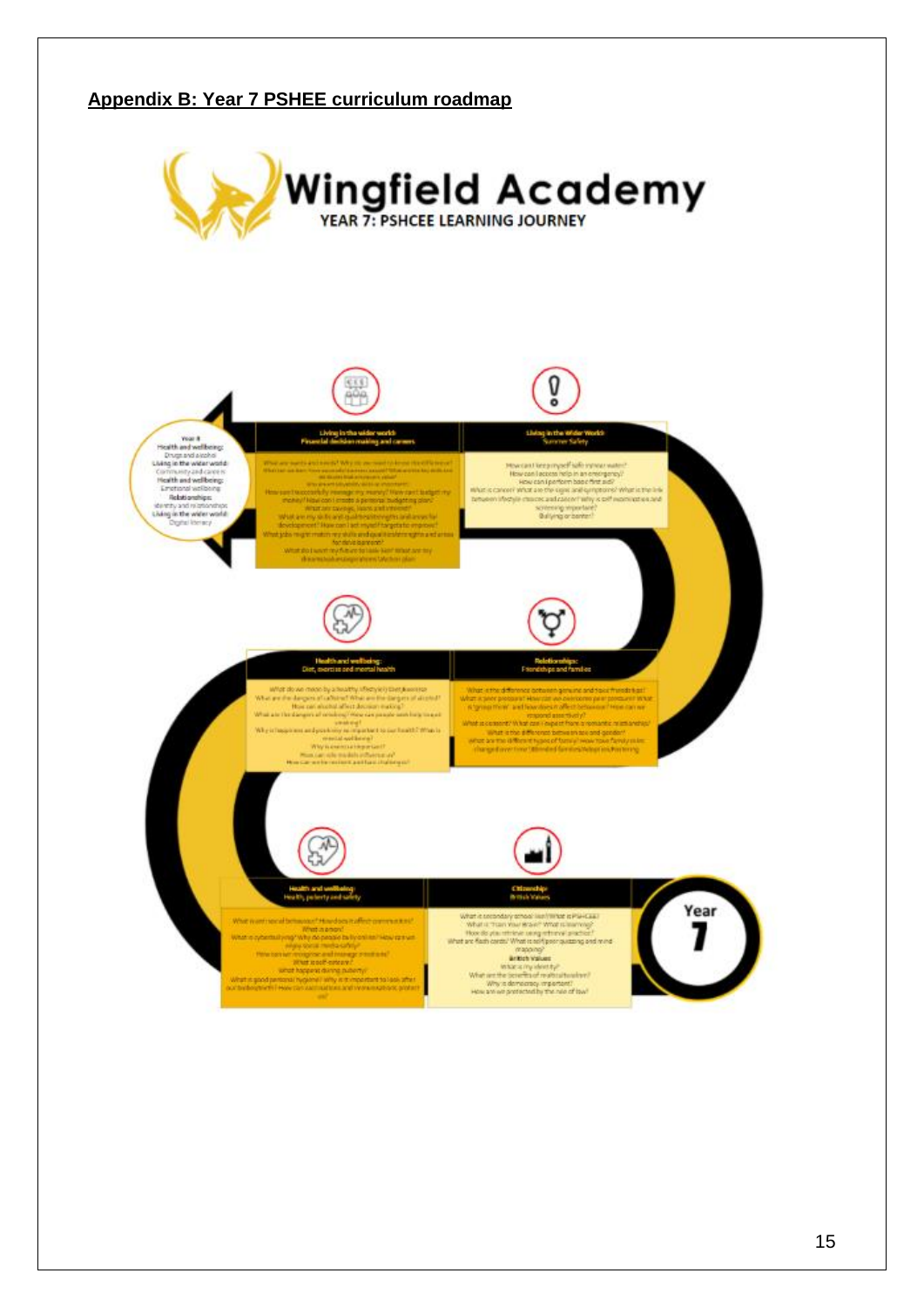## Appendix B: Year 7 PSHEE curriculum roadmap

# Wingfield Academy

**YEAR 7: PSHCEE LEARNING JOURNEY**

**Year 7**

**Citizenship: British Values**

What is secondary school like? What is PSHCEE? What is "Train Your Brain"? What is learning? How do you retrieve using retrieval practice? What are flash cards? What is self/peer quizzing and mind mapping?

**British Values**

What is my identity? What are the benefits of multiculturalism? Why is democracy important? How are we protected by the rule of law?

**Health and wellbeing: Health, puberty and safety**

What is unsafe/safe behaviour? How does it affect communities? What is arson? What is cyberbullying? Why do people bully online? How can we enjoy social media safely? How can we recognise and manage emotions? What is self-esteem? What happens during puberty? What is good personal hygiene? Why is it important to look after our bodies/teeth? How can sun/cuts and minor injuries protect us?

**Health and wellbeing: Diet, exercise and mental health**

What do we mean by a healthy lifestyle? Diet/exercise. What are the dangers of caffeine? What are the dangers of alcohol? How can alcohol affect decision making? What are the dangers of smoking? How can people seek help to quit smoking? Why is happiness and positivity so important to our health? What is mental wellbeing? Why is exercise important? How can role models influence us? How can we be resilient and face challenges?

**Relationships: Friendships and families**

What is the difference between genuine and toxic friendships? What is peer pressure? How can we overcome peer pressure? What is "group think" and how does it affect behaviour? How can we respond assertively? What is consent? What can I expect from a romantic relationship? What is the difference between sex and gender? What are the different types of family? How have family roles changed over time? Blended families/adoption/fostering

**Living in the Wider World: Summer Safety**

How can I keep myself safe in/near water? How can I access help in an emergency? How can I perform basic first aid? What is cancer? What are the signs and symptoms? What is the link between lifestyle choices and cancer? Why is self examination and screening important? Bullying or banter?

**Living in the wider world: Financial decision making and careers**

What are wants and needs? Why do we need to know the difference? What can we learn from successful business people? What are the key skills and attributes that employers value? Why are entrepreneurs, skills so important? How can I successfully manage my money? How can I budget my money? How can I create a personal budgeting plan? What are savings, loans and interest? What are my skills and qualities/strengths and areas for development? How can I set myself targets to improve? What jobs might match my skills and qualities/strengths and areas for development? What do I want my future to look like? What are my dreams/ambitions/aspirations? (Action plan)

**Year 8**

**Health and wellbeing:** Drugs and alcohol

**Living in the wider world:** Community and careers

**Health and wellbeing:** Emotional wellbeing

**Relationships:** Identity and relationships

**Living in the wider world:** Digital literacy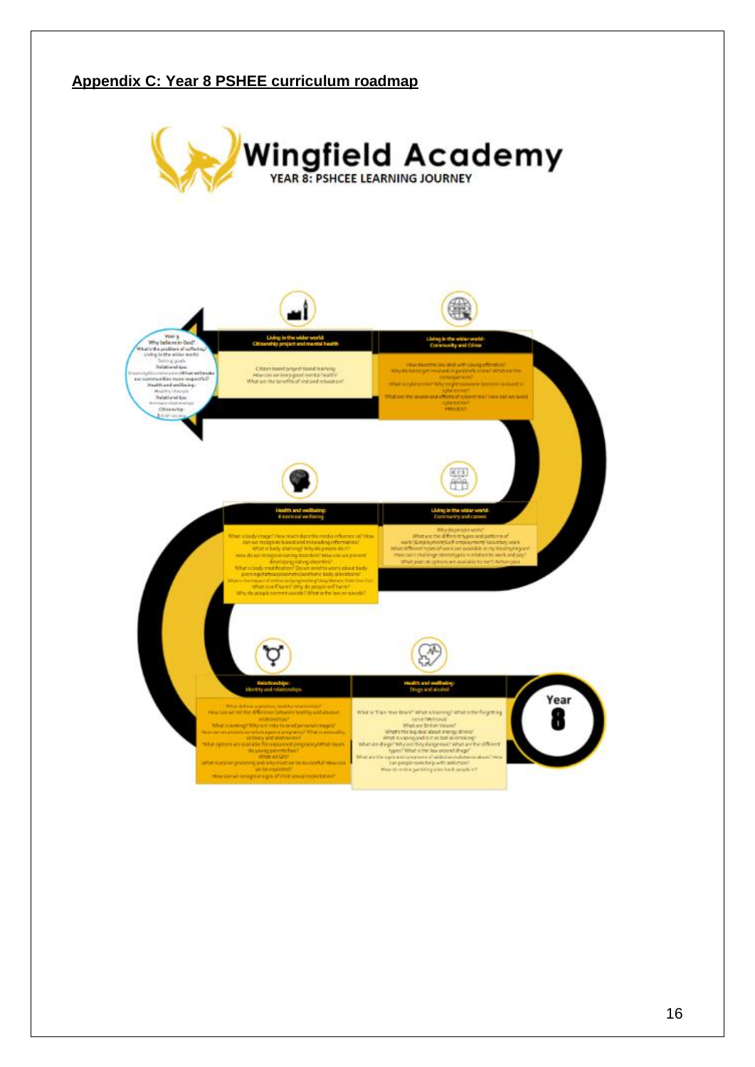## Appendix C: Year 8 PSHEE curriculum roadmap

**Wingfield Academy**

**YEAR 8: PSHCEE LEARNING JOURNEY**

**Year 8**

**Health and wellbeing: Drugs and alcohol**

What is 'Train Your Brain?' What is learning? What is the forgetting curve? Retrieval
What are British Values?
What's the big deal about energy drinks?
What is vaping and is it as bad as smoking?
What are drugs? Why are they dangerous? What are the different types? What is the law around drugs?
What are the signs and symptoms of addiction/substance abuse? How can people seek help with addiction?
How do online gambling sites hook people in?

**Relationships: Identity and relationships**

What defines a positive, healthy relationship?
How can we tell the difference between healthy and abusive relationships?
What is sexting? Why is it risky to send personal images?
How can we protect ourselves against pregnancy? What is asexuality, celibacy and abstinence?
What options are available for unplanned pregnancy? What issues do young parents face?
What is FGM?
What is online grooming and why must we be so careful? How can we be exploited?
How can we recognise signs of child sexual exploitation?

**Living in the wider world: Community and careers**

Why do people work?
What are the different types and patterns of work (Employment/Self employment/Voluntary work)?
What different types of work are available in my local region?
How can I challenge stereotypes in relation to work and pay?
What post-16 options are available to me? Action plan

**Health and wellbeing: Emotional wellbeing**

What is body image? How much does the media influence us? How can we recognise biased and misleading information?
What is body shaming? Why do people do it?
How do we recognise eating disorders? How can we prevent developing eating disorders?
What is body modification? Do we need to worry about body piercings/tattoos/cosmetic/aesthetic body alterations?
What is the impact of online bullying/trolling/ 'Stay Nimmo' 'Click Click Out'
What is self harm? Why do people self harm?
Why do people commit suicide? What is the law on suicide?

**Living in the wider world: Community and Crime**

How does the law deal with young offenders?
Why do teens get involved in gangs/knife crime? What are the consequences?
What is cybercrime? Why might someone become involved in cybercrime?
What are the causes and effects of cybercrime? How can we avoid cybercrime?
PREVENT

**Living in the wider world: Citizenship project and mental health**

Citizen based project based learning
How can we keep good mental health?
What are the benefits of mind and relaxation?

**Year 9**
Why believe in God?
What's the problem of suffering?
Living in the wider world:
Setting goals
Relationships:
Diversity/Discrimination and What will make our communities more respectful?
Health and wellbeing:
Healthy lifestyle
Relationships:
Intimate relationships
Citizenship:
British values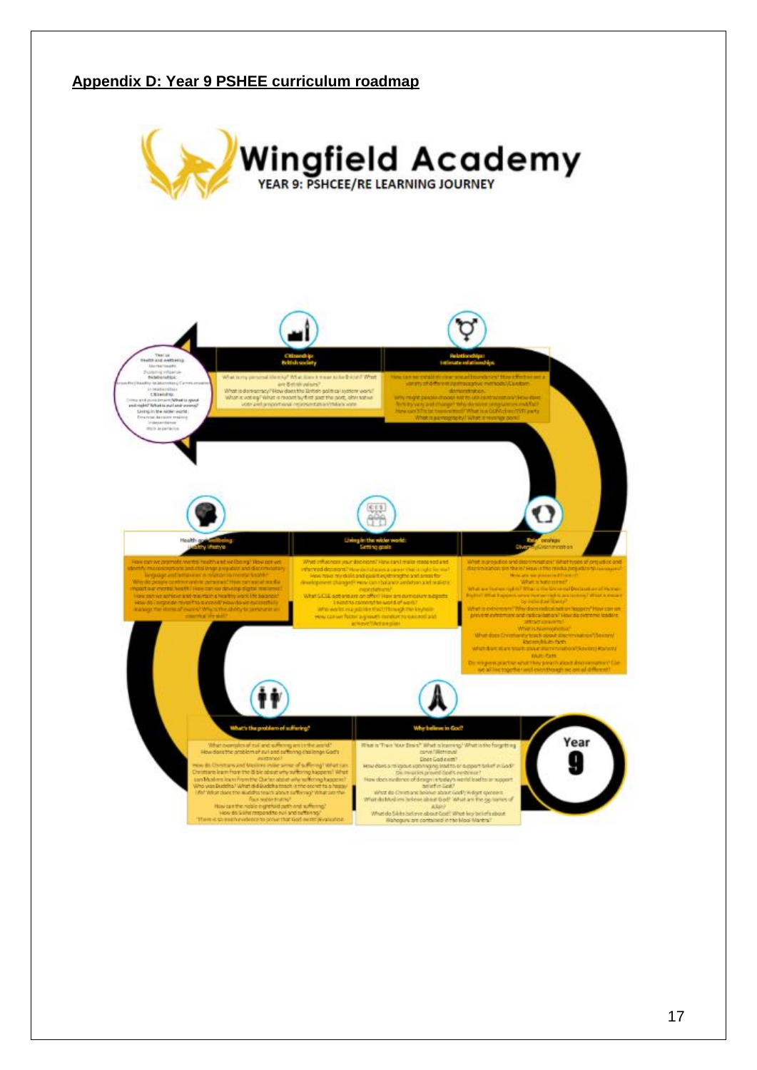## Appendix D: Year 9 PSHEE curriculum roadmap

# Wingfield Academy

### YEAR 9: PSHCEE/RE LEARNING JOURNEY

**Citizenship: British society**

What is my personal identity? What does it mean to be British? What are British values?
What is democracy? How does the British political system work? What is voting? What is meant by first past the post, alternative vote and proportional representation/Mark vote

**Relationships: Intimate relationships**

How can we establish clear sexual boundaries? How effective are a variety of different contraceptive methods/Condom demonstration.
Why might people choose not to use contraception/How does fertility vary and change? Why do some pregnancies end/fail?
How can STIs be transmitted? What is a GUM clinic/STI party
What is pornography? What is revenge porn?

**Health and wellbeing: Healthy lifestyle**

How can we promote mental health and wellbeing? How can we identify misconceptions and challenge prejudice and discriminatory language and behaviour in relation to mental health?
Why do people create online personas? How can social media impact our mental health? How can we develop digital resilience?
How can we achieve and maintain a healthy work life balance?
How do I organise myself to succeed? How do we successfully manage the stress of exams? Why is the ability to persevere an essential life skill?

**Living in the wider world: Setting goals**

What influences your decisions? How can I make reasoned and informed decisions? How do I choose a career that is right for me?
How have my skills and qualities strengths and areas for development changed? How can I balance ambition and realistic expectations?
What GCSE options are on offer? How are curriculum subjects linked to career/the world of work?
Who works in a job like that? Through the keyhole
How can we foster a growth mindset to succeed and achieve? Action plan

**Relationships: Diversity/Discrimination**

What is prejudice and discrimination? What types of prejudice and discrimination are there? How is the media prejudiced to ...?
How are we protected from it?
What is hate crime?
What are human rights? What is the Universal Declaration of Human Rights? What happens when human rights are ... by individual liberty?
What is extremism? Why does radicalisation happen? How can we prevent extremism and radicalisation? How do extreme leaders attract converts?
What is Islamophobia?
What does Christianity teach about discrimination? Sexism/Racism/Multi-faith
What does Islam teach about discrimination? Sexism/Racism/Multi-faith
Do religions practise what they preach about discrimination? Can we all live together and even though we are all different?

**What's the problem of suffering?**

What examples of evil and suffering are in the world?
How does the problem of evil and suffering challenge God's existence?
How do Christians and Muslims make sense of suffering? What can Christians learn from the Bible about why suffering happens? What can Muslims learn from the Qur'an about why suffering happens?
Who was Buddha? What did Buddha teach is the secret to a happy life? What does the Buddha teach about suffering? What are the four noble truths?
How can the noble eightfold path end suffering?
How do Sikhs respond to evil and suffering?
'There is so much evidence to prove that God exists' Evaluation

**Why believe in God?**

What is 'Train Your Brain'? What is learning? What is the forgetting curve/Retrieval
Does God exist?
How does a religious upbringing lead to or support belief in God?
Do miracles prove God's existence?
How does evidence of design in today's world lead to or support belief in God?
What do Christians believe about God? Adopt opinions
What do Muslims believe about God? What are the 99 names of Allah?
What do Sikhs believe about God? What key beliefs about Waheguru are contained in the Mool Mantra?

**Year 9**

Year 10:
Health and wellbeing:
Mental health
Challenging influence
Relationships:
Healthy relationships/Communication in relationships
Citizenship:
Crime and punishment/What is good and right? What is evil and wrong?
Living in the wider world:
Financial decision making
Independence
Work experience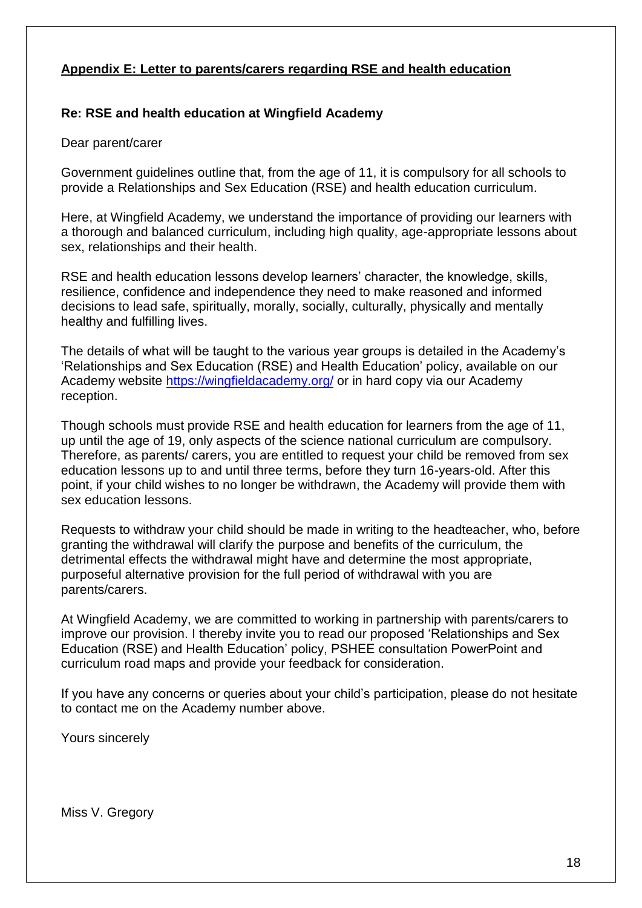**Appendix E: Letter to parents/carers regarding RSE and health education**

**Re: RSE and health education at Wingfield Academy**

Dear parent/carer

Government guidelines outline that, from the age of 11, it is compulsory for all schools to provide a Relationships and Sex Education (RSE) and health education curriculum.

Here, at Wingfield Academy, we understand the importance of providing our learners with a thorough and balanced curriculum, including high quality, age-appropriate lessons about sex, relationships and their health.

RSE and health education lessons develop learners' character, the knowledge, skills, resilience, confidence and independence they need to make reasoned and informed decisions to lead safe, spiritually, morally, socially, culturally, physically and mentally healthy and fulfilling lives.

The details of what will be taught to the various year groups is detailed in the Academy's 'Relationships and Sex Education (RSE) and Health Education' policy, available on our Academy website [https://wingfieldacademy.org/](https://wingfieldacademy.org/) or in hard copy via our Academy reception.

Though schools must provide RSE and health education for learners from the age of 11, up until the age of 19, only aspects of the science national curriculum are compulsory. Therefore, as parents/ carers, you are entitled to request your child be removed from sex education lessons up to and until three terms, before they turn 16-years-old. After this point, if your child wishes to no longer be withdrawn, the Academy will provide them with sex education lessons.

Requests to withdraw your child should be made in writing to the headteacher, who, before granting the withdrawal will clarify the purpose and benefits of the curriculum, the detrimental effects the withdrawal might have and determine the most appropriate, purposeful alternative provision for the full period of withdrawal with you are parents/carers.

At Wingfield Academy, we are committed to working in partnership with parents/carers to improve our provision. I thereby invite you to read our proposed 'Relationships and Sex Education (RSE) and Health Education' policy, PSHEE consultation PowerPoint and curriculum road maps and provide your feedback for consideration.

If you have any concerns or queries about your child's participation, please do not hesitate to contact me on the Academy number above.

Yours sincerely

Miss V. Gregory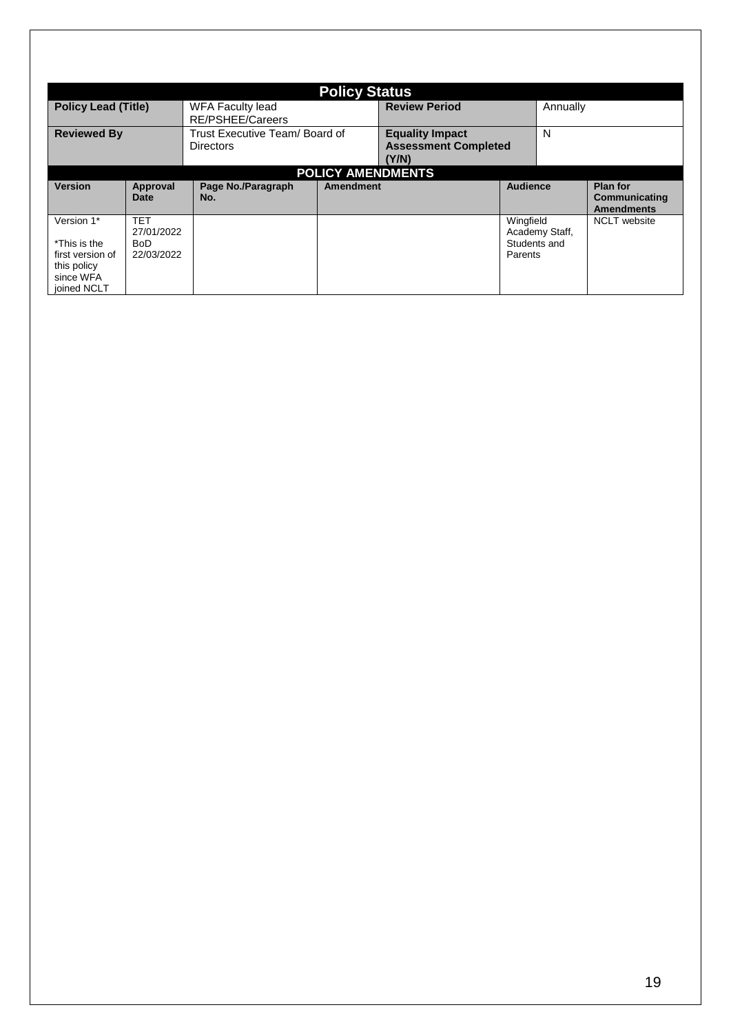| Policy Status | | | |
|---|---|---|---|
| **Policy Lead (Title)** | WFA Faculty lead RE/PSHEE/Careers | **Review Period** | Annually |
| **Reviewed By** | Trust Executive Team/ Board of Directors | **Equality Impact Assessment Completed (Y/N)** | N |

**POLICY AMENDMENTS**

| Version | Approval Date | Page No./Paragraph No. | Amendment | Audience | Plan for Communicating Amendments |
|---|---|---|---|---|---|
| Version 1* <br><br> *This is the first version of this policy since WFA joined NCLT | TET 27/01/2022 BoD 22/03/2022 | | | Wingfield Academy Staff, Students and Parents | NCLT website |